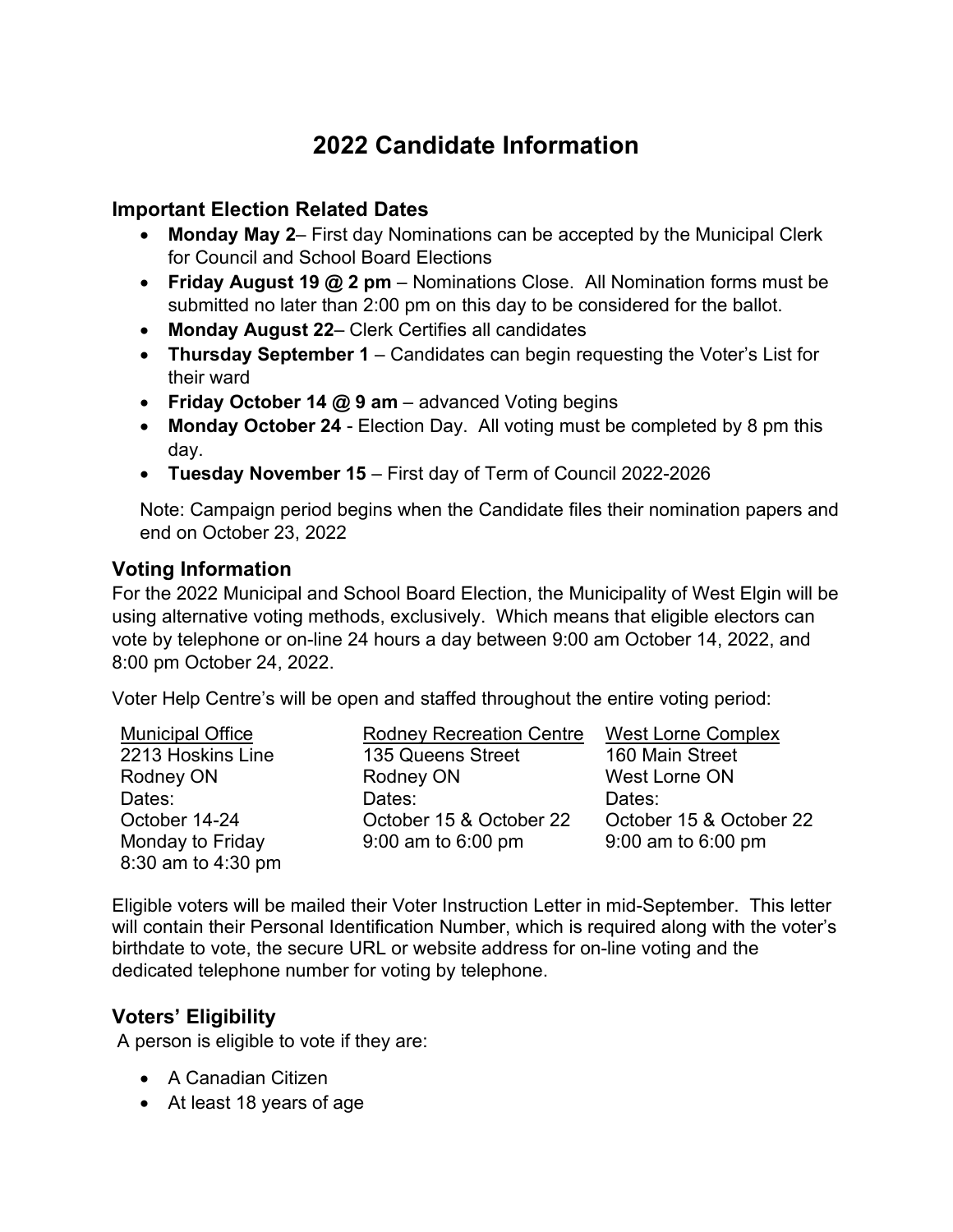# 2022 Candidate Information

## Important Election Related Dates

- **Monday May 2**– First day Nominations can be accepted by the Municipal Clerk for Council and School Board Elections
- **Friday August 19 @ 2 pm** – Nominations Close. All Nomination forms must be submitted no later than 2:00 pm on this day to be considered for the ballot.
- **Monday August 22**– Clerk Certifies all candidates
- **Thursday September 1** – Candidates can begin requesting the Voter's List for their ward
- **Friday October 14 @ 9 am** – advanced Voting begins
- **Monday October 24** - Election Day. All voting must be completed by 8 pm this day.
- **Tuesday November 15** – First day of Term of Council 2022-2026

Note: Campaign period begins when the Candidate files their nomination papers and end on October 23, 2022

## Voting Information

For the 2022 Municipal and School Board Election, the Municipality of West Elgin will be using alternative voting methods, exclusively. Which means that eligible electors can vote by telephone or on-line 24 hours a day between 9:00 am October 14, 2022, and 8:00 pm October 24, 2022.

Voter Help Centre's will be open and staffed throughout the entire voting period:

| Municipal Office | Rodney Recreation Centre | West Lorne Complex |
|---|---|---|
| 2213 Hoskins Line | 135 Queens Street | 160 Main Street |
| Rodney ON | Rodney ON | West Lorne ON |
| Dates: | Dates: | Dates: |
| October 14-24 | October 15 & October 22 | October 15 & October 22 |
| Monday to Friday | 9:00 am to 6:00 pm | 9:00 am to 6:00 pm |
| 8:30 am to 4:30 pm | | |

Eligible voters will be mailed their Voter Instruction Letter in mid-September. This letter will contain their Personal Identification Number, which is required along with the voter's birthdate to vote, the secure URL or website address for on-line voting and the dedicated telephone number for voting by telephone.

## Voters' Eligibility

A person is eligible to vote if they are:

- A Canadian Citizen
- At least 18 years of age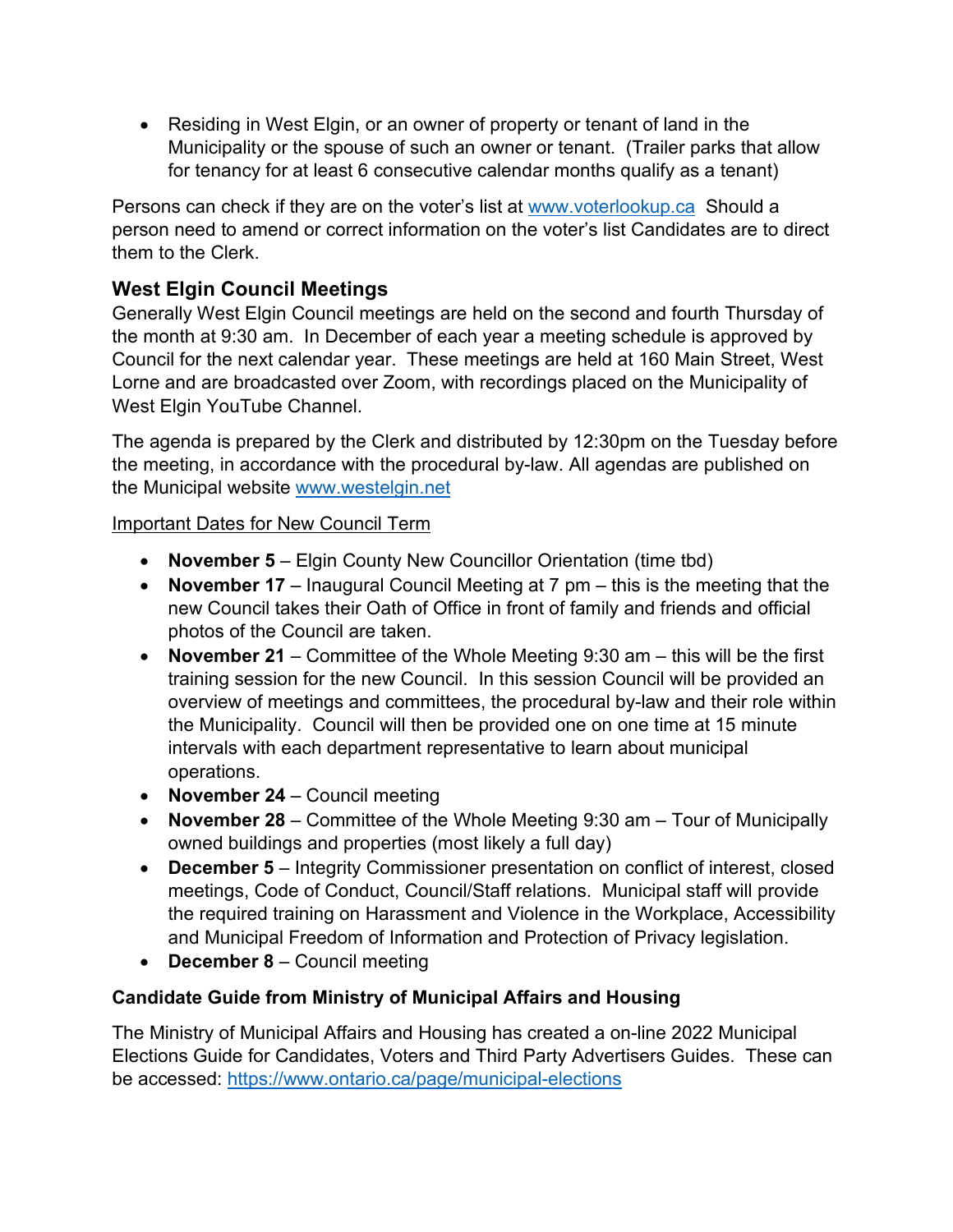- Residing in West Elgin, or an owner of property or tenant of land in the Municipality or the spouse of such an owner or tenant. (Trailer parks that allow for tenancy for at least 6 consecutive calendar months qualify as a tenant)

Persons can check if they are on the voter's list at www.voterlookup.ca Should a person need to amend or correct information on the voter's list Candidates are to direct them to the Clerk.

## West Elgin Council Meetings

Generally West Elgin Council meetings are held on the second and fourth Thursday of the month at 9:30 am. In December of each year a meeting schedule is approved by Council for the next calendar year. These meetings are held at 160 Main Street, West Lorne and are broadcasted over Zoom, with recordings placed on the Municipality of West Elgin YouTube Channel.

The agenda is prepared by the Clerk and distributed by 12:30pm on the Tuesday before the meeting, in accordance with the procedural by-law. All agendas are published on the Municipal website www.westelgin.net

Important Dates for New Council Term

- **November 5** – Elgin County New Councillor Orientation (time tbd)
- **November 17** – Inaugural Council Meeting at 7 pm – this is the meeting that the new Council takes their Oath of Office in front of family and friends and official photos of the Council are taken.
- **November 21** – Committee of the Whole Meeting 9:30 am – this will be the first training session for the new Council. In this session Council will be provided an overview of meetings and committees, the procedural by-law and their role within the Municipality. Council will then be provided one on one time at 15 minute intervals with each department representative to learn about municipal operations.
- **November 24** – Council meeting
- **November 28** – Committee of the Whole Meeting 9:30 am – Tour of Municipally owned buildings and properties (most likely a full day)
- **December 5** – Integrity Commissioner presentation on conflict of interest, closed meetings, Code of Conduct, Council/Staff relations. Municipal staff will provide the required training on Harassment and Violence in the Workplace, Accessibility and Municipal Freedom of Information and Protection of Privacy legislation.
- **December 8** – Council meeting

### Candidate Guide from Ministry of Municipal Affairs and Housing

The Ministry of Municipal Affairs and Housing has created a on-line 2022 Municipal Elections Guide for Candidates, Voters and Third Party Advertisers Guides. These can be accessed: https://www.ontario.ca/page/municipal-elections